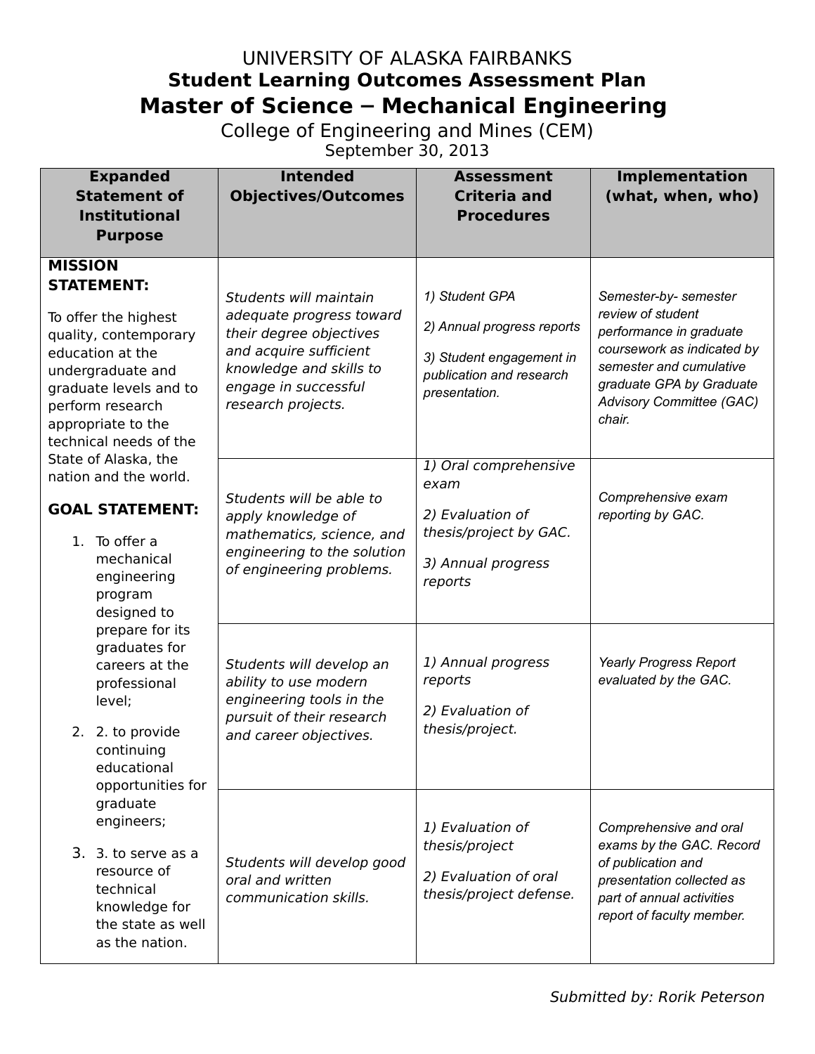# UNIVERSITY OF ALASKA FAIRBANKS

## Student Learning Outcomes Assessment Plan

# Master of Science – Mechanical Engineering

College of Engineering and Mines (CEM)

September 30, 2013

| Expanded Statement of Institutional Purpose | Intended Objectives/Outcomes | Assessment Criteria and Procedures | Implementation (what, when, who) |
|---|---|---|---|
| **MISSION STATEMENT:**<br><br>To offer the highest quality, contemporary education at the undergraduate and graduate levels and to perform research appropriate to the technical needs of the State of Alaska, the nation and the world.<br><br>**GOAL STATEMENT:**<br><br>1. To offer a mechanical engineering program designed to prepare for its graduates for careers at the professional level;<br>2. 2. to provide continuing educational opportunities for graduate engineers;<br>3. 3. to serve as a resource of technical knowledge for the state as well as the nation. | *Students will maintain adequate progress toward their degree objectives and acquire sufficient knowledge and skills to engage in successful research projects.* | *1) Student GPA*<br><br>*2) Annual progress reports*<br><br>*3) Student engagement in publication and research presentation.* | *Semester-by- semester review of student performance in graduate coursework as indicated by semester and cumulative graduate GPA by Graduate Advisory Committee (GAC) chair.* |
| | *Students will be able to apply knowledge of mathematics, science, and engineering to the solution of engineering problems.* | *1) Oral comprehensive exam*<br><br>*2) Evaluation of thesis/project by GAC.*<br><br>*3) Annual progress reports* | *Comprehensive exam reporting by GAC.* |
| | *Students will develop an ability to use modern engineering tools in the pursuit of their research and career objectives.* | *1) Annual progress reports*<br><br>*2) Evaluation of thesis/project.* | *Yearly Progress Report evaluated by the GAC.* |
| | *Students will develop good oral and written communication skills.* | *1) Evaluation of thesis/project*<br><br>*2) Evaluation of oral thesis/project defense.* | *Comprehensive and oral exams by the GAC. Record of publication and presentation collected as part of annual activities report of faculty member.* |

*Submitted by: Rorik Peterson*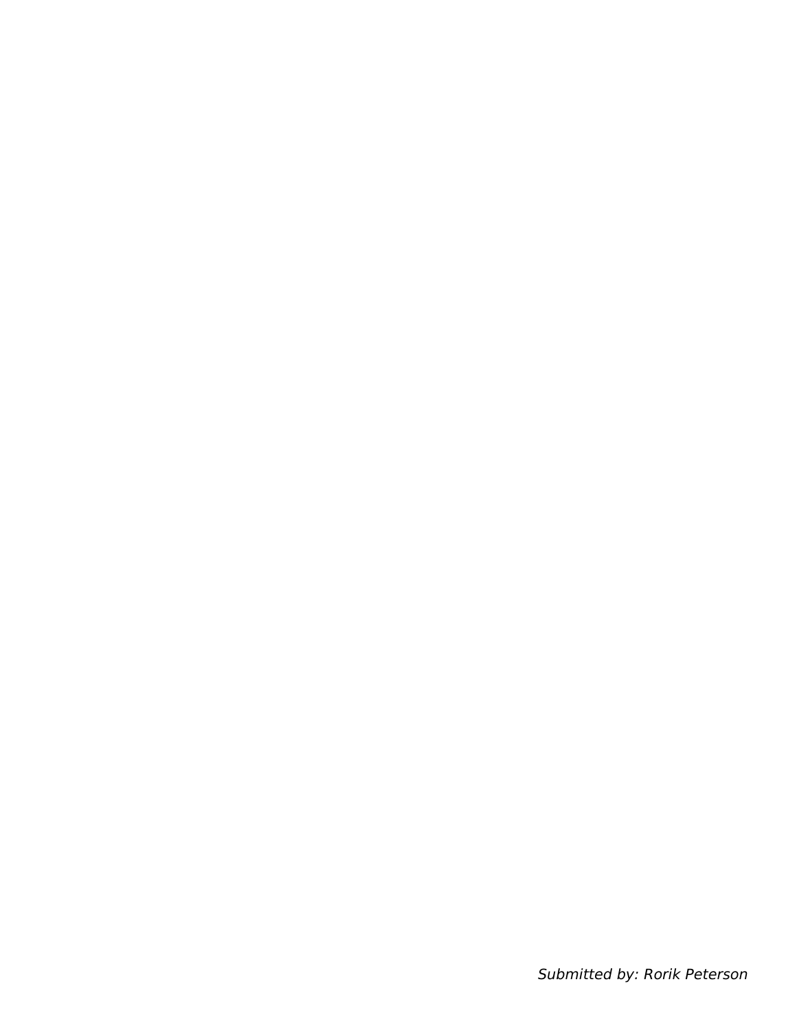*Submitted by: Rorik Peterson*